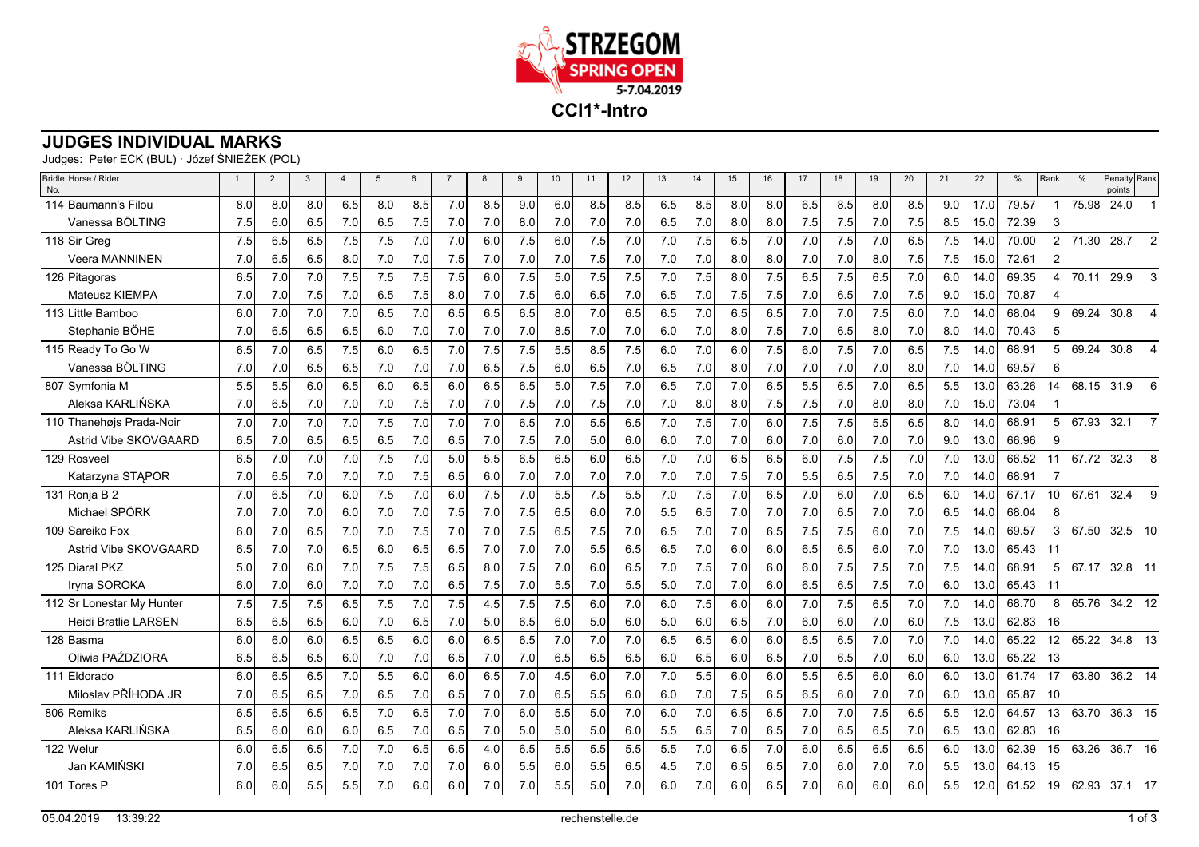# STRZEGOM SPRING OPEN

5-7.04.2019

## CCI1*-Intro

## JUDGES INDIVIDUAL MARKS

Judges: Peter ECK (BUL) · Józef ŚNIEŻEK (POL)

| Bridle No. | Horse / Rider | 1 | 2 | 3 | 4 | 5 | 6 | 7 | 8 | 9 | 10 | 11 | 12 | 13 | 14 | 15 | 16 | 17 | 18 | 19 | 20 | 21 | 22 | % | Rank | % | Penalty points | Rank |
|---|---|---|---|---|---|---|---|---|---|---|---|---|---|---|---|---|---|---|---|---|---|---|---|---|---|---|---|---|
| 114 | Baumann's Filou | 8.0 | 8.0 | 8.0 | 6.5 | 8.0 | 8.5 | 7.0 | 8.5 | 9.0 | 6.0 | 8.5 | 8.5 | 6.5 | 8.5 | 8.0 | 8.0 | 6.5 | 8.5 | 8.0 | 8.5 | 9.0 | 17.0 | 79.57 | 1 | 75.98 | 24.0 | 1 |
| | Vanessa BÖLTING | 7.5 | 6.0 | 6.5 | 7.0 | 6.5 | 7.5 | 7.0 | 7.0 | 8.0 | 7.0 | 7.0 | 7.0 | 6.5 | 7.0 | 8.0 | 8.0 | 7.5 | 7.5 | 7.0 | 7.5 | 8.5 | 15.0 | 72.39 | 3 | | | |
| 118 | Sir Greg | 7.5 | 6.5 | 6.5 | 7.5 | 7.5 | 7.0 | 7.0 | 6.0 | 7.5 | 6.0 | 7.5 | 7.0 | 7.0 | 7.5 | 6.5 | 7.0 | 7.0 | 7.5 | 7.0 | 6.5 | 7.5 | 14.0 | 70.00 | 2 | 71.30 | 28.7 | 2 |
| | Veera MANNINEN | 7.0 | 6.5 | 6.5 | 8.0 | 7.0 | 7.0 | 7.5 | 7.0 | 7.0 | 7.0 | 7.5 | 7.0 | 7.0 | 7.0 | 8.0 | 8.0 | 7.0 | 7.0 | 8.0 | 7.5 | 7.5 | 15.0 | 72.61 | 2 | | | |
| 126 | Pitagoras | 6.5 | 7.0 | 7.0 | 7.5 | 7.5 | 7.5 | 7.5 | 6.0 | 7.5 | 5.0 | 7.5 | 7.5 | 7.0 | 7.5 | 8.0 | 7.5 | 6.5 | 7.5 | 6.5 | 7.0 | 6.0 | 14.0 | 69.35 | 4 | 70.11 | 29.9 | 3 |
| | Mateusz KIEMPA | 7.0 | 7.0 | 7.5 | 7.0 | 6.5 | 7.5 | 8.0 | 7.0 | 7.5 | 6.0 | 6.5 | 7.0 | 6.5 | 7.0 | 7.5 | 7.5 | 7.0 | 6.5 | 7.0 | 7.5 | 9.0 | 15.0 | 70.87 | 4 | | | |
| 113 | Little Bamboo | 6.0 | 7.0 | 7.0 | 7.0 | 6.5 | 7.0 | 6.5 | 6.5 | 6.5 | 8.0 | 7.0 | 6.5 | 6.5 | 7.0 | 6.5 | 6.5 | 7.0 | 7.0 | 7.5 | 6.0 | 7.0 | 14.0 | 68.04 | 9 | 69.24 | 30.8 | 4 |
| | Stephanie BÖHE | 7.0 | 6.5 | 6.5 | 6.5 | 6.0 | 7.0 | 7.0 | 7.0 | 7.0 | 8.5 | 7.0 | 7.0 | 6.0 | 7.0 | 8.0 | 7.5 | 7.0 | 6.5 | 8.0 | 7.0 | 8.0 | 14.0 | 70.43 | 5 | | | |
| 115 | Ready To Go W | 6.5 | 7.0 | 6.5 | 7.5 | 6.0 | 6.5 | 7.0 | 7.5 | 7.5 | 5.5 | 8.5 | 7.5 | 6.0 | 7.0 | 6.0 | 7.5 | 6.0 | 7.5 | 7.0 | 6.5 | 7.5 | 14.0 | 68.91 | 5 | 69.24 | 30.8 | 4 |
| | Vanessa BÖLTING | 7.0 | 7.0 | 6.5 | 6.5 | 7.0 | 7.0 | 7.0 | 6.5 | 7.5 | 6.0 | 6.5 | 7.0 | 6.5 | 7.0 | 8.0 | 7.0 | 7.0 | 7.0 | 7.0 | 8.0 | 7.0 | 14.0 | 69.57 | 6 | | | |
| 807 | Symfonia M | 5.5 | 5.5 | 6.0 | 6.5 | 6.0 | 6.5 | 6.0 | 6.5 | 6.5 | 5.0 | 7.5 | 7.0 | 6.5 | 7.0 | 7.0 | 6.5 | 5.5 | 6.5 | 7.0 | 6.5 | 5.5 | 13.0 | 63.26 | 14 | 68.15 | 31.9 | 6 |
| | Aleksa KARLIŃSKA | 7.0 | 6.5 | 7.0 | 7.0 | 7.0 | 7.5 | 7.0 | 7.0 | 7.5 | 7.0 | 7.5 | 7.0 | 7.0 | 8.0 | 8.0 | 7.5 | 7.5 | 7.0 | 8.0 | 8.0 | 7.0 | 15.0 | 73.04 | 1 | | | |
| 110 | Thanehøjs Prada-Noir | 7.0 | 7.0 | 7.0 | 7.0 | 7.5 | 7.0 | 7.0 | 7.0 | 6.5 | 7.0 | 5.5 | 6.5 | 7.0 | 7.5 | 7.0 | 6.0 | 7.5 | 7.5 | 5.5 | 6.5 | 8.0 | 14.0 | 68.91 | 5 | 67.93 | 32.1 | 7 |
| | Astrid Vibe SKOVGAARD | 6.5 | 7.0 | 6.5 | 6.5 | 6.5 | 7.0 | 6.5 | 7.0 | 7.5 | 7.0 | 5.0 | 6.0 | 6.0 | 7.0 | 7.0 | 6.0 | 7.0 | 6.0 | 7.0 | 7.0 | 9.0 | 13.0 | 66.96 | 9 | | | |
| 129 | Rosveel | 6.5 | 7.0 | 7.0 | 7.0 | 7.5 | 7.0 | 5.0 | 5.5 | 6.5 | 6.5 | 6.0 | 6.5 | 7.0 | 7.0 | 6.5 | 6.5 | 6.0 | 7.5 | 7.5 | 7.0 | 7.0 | 13.0 | 66.52 | 11 | 67.72 | 32.3 | 8 |
| | Katarzyna STĄPOR | 7.0 | 6.5 | 7.0 | 7.0 | 7.0 | 7.5 | 6.5 | 6.0 | 7.0 | 7.0 | 7.0 | 7.0 | 7.0 | 7.0 | 7.5 | 7.0 | 5.5 | 6.5 | 7.5 | 7.0 | 7.0 | 14.0 | 68.91 | 7 | | | |
| 131 | Ronja B 2 | 7.0 | 6.5 | 7.0 | 6.0 | 7.5 | 7.0 | 6.0 | 7.5 | 7.0 | 5.5 | 7.5 | 5.5 | 7.0 | 7.5 | 7.0 | 6.5 | 7.0 | 6.0 | 7.0 | 6.5 | 6.0 | 14.0 | 67.17 | 10 | 67.61 | 32.4 | 9 |
| | Michael SPÖRK | 7.0 | 7.0 | 7.0 | 6.0 | 7.0 | 7.0 | 7.5 | 7.0 | 7.5 | 6.5 | 6.0 | 7.0 | 5.5 | 6.5 | 7.0 | 7.0 | 7.0 | 6.5 | 7.0 | 7.0 | 6.5 | 14.0 | 68.04 | 8 | | | |
| 109 | Sareiko Fox | 6.0 | 7.0 | 6.5 | 7.0 | 7.0 | 7.5 | 7.0 | 7.0 | 7.5 | 6.5 | 7.5 | 7.0 | 6.5 | 7.0 | 7.0 | 6.5 | 7.5 | 7.5 | 6.0 | 7.0 | 7.5 | 14.0 | 69.57 | 3 | 67.50 | 32.5 | 10 |
| | Astrid Vibe SKOVGAARD | 6.5 | 7.0 | 7.0 | 6.5 | 6.0 | 6.5 | 6.5 | 7.0 | 7.0 | 7.0 | 5.5 | 6.5 | 6.5 | 7.0 | 6.0 | 6.0 | 6.5 | 6.5 | 6.0 | 7.0 | 7.0 | 13.0 | 65.43 | 11 | | | |
| 125 | Diaral PKZ | 5.0 | 7.0 | 6.0 | 7.0 | 7.5 | 7.5 | 6.5 | 8.0 | 7.5 | 7.0 | 6.0 | 6.5 | 7.0 | 7.5 | 7.0 | 6.0 | 6.0 | 7.5 | 7.5 | 7.0 | 7.5 | 14.0 | 68.91 | 5 | 67.17 | 32.8 | 11 |
| | Iryna SOROKA | 6.0 | 7.0 | 6.0 | 7.0 | 7.0 | 7.0 | 6.5 | 7.5 | 7.0 | 5.5 | 7.0 | 5.5 | 5.0 | 7.0 | 7.0 | 6.0 | 6.5 | 6.5 | 7.5 | 7.0 | 6.0 | 13.0 | 65.43 | 11 | | | |
| 112 | Sr Lonestar My Hunter | 7.5 | 7.5 | 7.5 | 6.5 | 7.5 | 7.0 | 7.5 | 4.5 | 7.5 | 7.5 | 6.0 | 7.0 | 6.0 | 7.5 | 6.0 | 6.0 | 7.0 | 7.5 | 6.5 | 7.0 | 7.0 | 14.0 | 68.70 | 8 | 65.76 | 34.2 | 12 |
| | Heidi Bratlie LARSEN | 6.5 | 6.5 | 6.5 | 6.0 | 7.0 | 6.5 | 7.0 | 5.0 | 6.5 | 6.0 | 5.0 | 6.0 | 5.0 | 6.0 | 6.5 | 7.0 | 6.0 | 6.0 | 7.0 | 6.0 | 7.5 | 13.0 | 62.83 | 16 | | | |
| 128 | Basma | 6.0 | 6.0 | 6.0 | 6.5 | 6.5 | 6.0 | 6.0 | 6.5 | 6.5 | 7.0 | 7.0 | 7.0 | 6.5 | 6.5 | 6.0 | 6.0 | 6.5 | 6.5 | 7.0 | 7.0 | 7.0 | 14.0 | 65.22 | 12 | 65.22 | 34.8 | 13 |
| | Oliwia PAŹDZIORA | 6.5 | 6.5 | 6.5 | 6.0 | 7.0 | 7.0 | 6.5 | 7.0 | 7.0 | 6.5 | 6.5 | 6.5 | 6.0 | 6.5 | 6.0 | 6.5 | 7.0 | 6.5 | 7.0 | 6.0 | 6.0 | 13.0 | 65.22 | 13 | | | |
| 111 | Eldorado | 6.0 | 6.5 | 6.5 | 7.0 | 5.5 | 6.0 | 6.0 | 6.5 | 7.0 | 4.5 | 6.0 | 7.0 | 7.0 | 5.5 | 6.0 | 6.0 | 5.5 | 6.5 | 6.0 | 6.0 | 6.0 | 13.0 | 61.74 | 17 | 63.80 | 36.2 | 14 |
| | Miloslav PŘÍHODA JR | 7.0 | 6.5 | 6.5 | 7.0 | 6.5 | 7.0 | 6.5 | 7.0 | 7.0 | 6.5 | 5.5 | 6.0 | 6.0 | 7.0 | 7.5 | 6.5 | 6.5 | 6.0 | 7.0 | 7.0 | 6.0 | 13.0 | 65.87 | 10 | | | |
| 806 | Remiks | 6.5 | 6.5 | 6.5 | 6.5 | 7.0 | 6.5 | 7.0 | 7.0 | 6.0 | 5.5 | 5.0 | 7.0 | 6.0 | 7.0 | 6.5 | 6.5 | 7.0 | 7.0 | 7.5 | 6.5 | 5.5 | 12.0 | 64.57 | 13 | 63.70 | 36.3 | 15 |
| | Aleksa KARLIŃSKA | 6.5 | 6.0 | 6.0 | 6.0 | 6.5 | 7.0 | 6.5 | 7.0 | 5.0 | 5.0 | 5.0 | 6.0 | 5.5 | 6.5 | 7.0 | 6.5 | 7.0 | 6.5 | 6.5 | 7.0 | 6.5 | 13.0 | 62.83 | 16 | | | |
| 122 | Welur | 6.0 | 6.5 | 6.5 | 7.0 | 7.0 | 6.5 | 6.5 | 4.0 | 6.5 | 5.5 | 5.5 | 5.5 | 5.5 | 7.0 | 6.5 | 7.0 | 6.0 | 6.5 | 6.5 | 6.5 | 6.0 | 13.0 | 62.39 | 15 | 63.26 | 36.7 | 16 |
| | Jan KAMIŃSKI | 7.0 | 6.5 | 6.5 | 7.0 | 7.0 | 7.0 | 7.0 | 6.0 | 5.5 | 6.0 | 5.5 | 6.5 | 4.5 | 7.0 | 6.5 | 6.5 | 7.0 | 6.0 | 7.0 | 7.0 | 5.5 | 13.0 | 64.13 | 15 | | | |
| 101 | Tores P | 6.0 | 6.0 | 5.5 | 5.5 | 7.0 | 6.0 | 6.0 | 7.0 | 7.0 | 5.5 | 5.0 | 7.0 | 6.0 | 7.0 | 6.0 | 6.5 | 7.0 | 6.0 | 6.0 | 6.0 | 5.5 | 12.0 | 61.52 | 19 | 62.93 | 37.1 | 17 |

05.04.2019 13:39:22 rechenstelle.de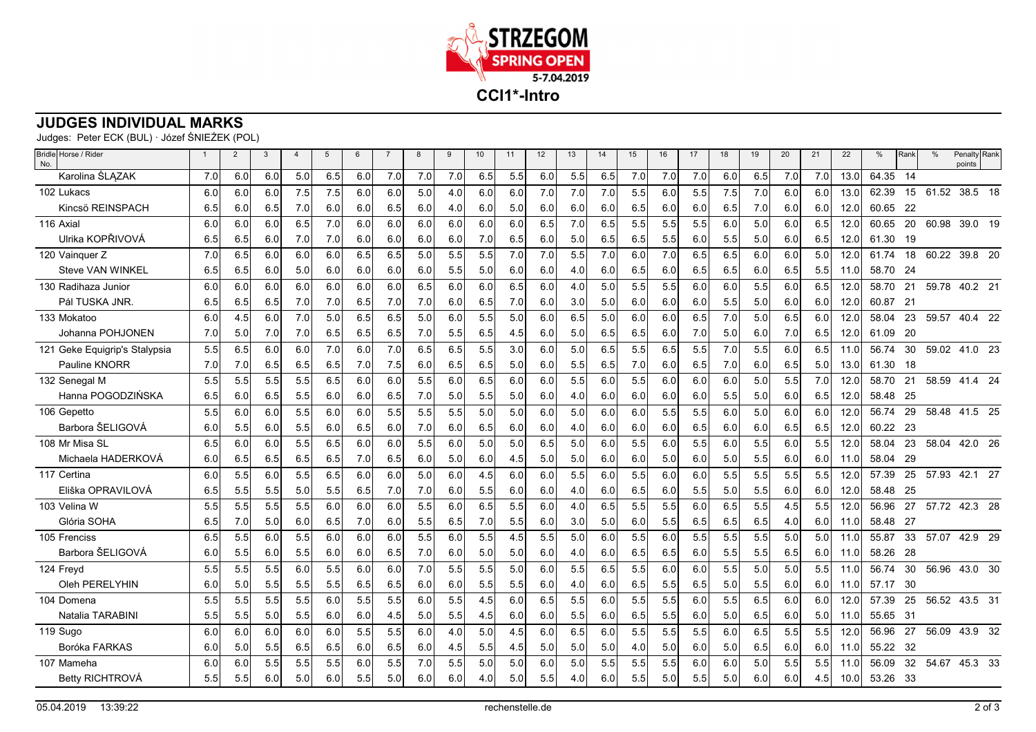STRZEGOM SPRING OPEN 5-7.04.2019

# CCI1*-Intro

## JUDGES INDIVIDUAL MARKS

Judges: Peter ECK (BUL) · Józef ŚNIEŻEK (POL)

| Bridle No. | Horse / Rider | 1 | 2 | 3 | 4 | 5 | 6 | 7 | 8 | 9 | 10 | 11 | 12 | 13 | 14 | 15 | 16 | 17 | 18 | 19 | 20 | 21 | 22 | % | Rank | % | Penalty points | Rank |
|---|---|---|---|---|---|---|---|---|---|---|---|---|---|---|---|---|---|---|---|---|---|---|---|---|---|---|---|---|
| | Karolina ŚLĄZAK | 7.0 | 6.0 | 6.0 | 5.0 | 6.5 | 6.0 | 7.0 | 7.0 | 7.0 | 6.5 | 5.5 | 6.0 | 5.5 | 6.5 | 7.0 | 7.0 | 7.0 | 6.0 | 6.5 | 7.0 | 7.0 | 13.0 | 64.35 | 14 | | | |
| 102 | Lukacs | 6.0 | 6.0 | 6.0 | 7.5 | 7.5 | 6.0 | 6.0 | 5.0 | 4.0 | 6.0 | 6.0 | 7.0 | 7.0 | 7.0 | 5.5 | 6.0 | 5.5 | 7.5 | 7.0 | 6.0 | 6.0 | 13.0 | 62.39 | 15 | 61.52 | 38.5 | 18 |
| | Kincsö REINSPACH | 6.5 | 6.0 | 6.5 | 7.0 | 6.0 | 6.0 | 6.5 | 6.0 | 4.0 | 6.0 | 5.0 | 6.0 | 6.0 | 6.0 | 6.5 | 6.0 | 6.0 | 6.5 | 7.0 | 6.0 | 6.0 | 12.0 | 60.65 | 22 | | | |
| 116 | Axial | 6.0 | 6.0 | 6.0 | 6.5 | 7.0 | 6.0 | 6.0 | 6.0 | 6.0 | 6.0 | 6.0 | 6.5 | 7.0 | 6.5 | 5.5 | 5.5 | 5.5 | 6.0 | 5.0 | 6.0 | 6.5 | 12.0 | 60.65 | 20 | 60.98 | 39.0 | 19 |
| | Ulrika KOPŘIVOVÁ | 6.5 | 6.5 | 6.0 | 7.0 | 7.0 | 6.0 | 6.0 | 6.0 | 6.0 | 7.0 | 6.5 | 6.0 | 5.0 | 6.5 | 6.5 | 5.5 | 6.0 | 5.5 | 5.0 | 6.0 | 6.5 | 12.0 | 61.30 | 19 | | | |
| 120 | Vainquer Z | 7.0 | 6.5 | 6.0 | 6.0 | 6.0 | 6.5 | 6.5 | 5.0 | 5.5 | 5.5 | 7.0 | 7.0 | 5.5 | 7.0 | 6.0 | 7.0 | 6.5 | 6.5 | 6.0 | 6.0 | 5.0 | 12.0 | 61.74 | 18 | 60.22 | 39.8 | 20 |
| | Steve VAN WINKEL | 6.5 | 6.5 | 6.0 | 5.0 | 6.0 | 6.0 | 6.0 | 6.0 | 5.5 | 5.0 | 6.0 | 6.0 | 4.0 | 6.0 | 6.5 | 6.0 | 6.5 | 6.5 | 6.0 | 6.5 | 5.5 | 11.0 | 58.70 | 24 | | | |
| 130 | Radihaza Junior | 6.0 | 6.0 | 6.0 | 6.0 | 6.0 | 6.0 | 6.0 | 6.5 | 6.0 | 6.0 | 6.5 | 6.0 | 4.0 | 5.0 | 5.5 | 5.5 | 6.0 | 6.0 | 5.5 | 6.0 | 6.5 | 12.0 | 58.70 | 21 | 59.78 | 40.2 | 21 |
| | Pál TUSKA JNR. | 6.5 | 6.5 | 6.5 | 7.0 | 7.0 | 6.5 | 7.0 | 7.0 | 6.0 | 6.5 | 7.0 | 6.0 | 3.0 | 5.0 | 6.0 | 6.0 | 6.0 | 5.5 | 5.0 | 6.0 | 6.0 | 12.0 | 60.87 | 21 | | | |
| 133 | Mokatoo | 6.0 | 4.5 | 6.0 | 7.0 | 5.0 | 6.5 | 6.5 | 5.0 | 6.0 | 5.5 | 5.0 | 6.0 | 6.5 | 5.0 | 6.0 | 6.0 | 6.5 | 7.0 | 5.0 | 6.5 | 6.0 | 12.0 | 58.04 | 23 | 59.57 | 40.4 | 22 |
| | Johanna POHJONEN | 7.0 | 5.0 | 7.0 | 7.0 | 6.5 | 6.5 | 6.5 | 7.0 | 5.5 | 6.5 | 4.5 | 6.0 | 5.0 | 6.5 | 6.5 | 6.0 | 7.0 | 5.0 | 6.0 | 7.0 | 6.5 | 12.0 | 61.09 | 20 | | | |
| 121 | Geke Equigrip's Stalypsia | 5.5 | 6.5 | 6.0 | 6.0 | 7.0 | 6.0 | 7.0 | 6.5 | 6.5 | 5.5 | 3.0 | 6.0 | 5.0 | 6.5 | 5.5 | 6.5 | 5.5 | 7.0 | 5.5 | 6.0 | 6.5 | 11.0 | 56.74 | 30 | 59.02 | 41.0 | 23 |
| | Pauline KNORR | 7.0 | 7.0 | 6.5 | 6.5 | 6.5 | 7.0 | 7.5 | 6.0 | 6.5 | 6.5 | 5.0 | 6.0 | 5.5 | 6.5 | 7.0 | 6.0 | 6.5 | 7.0 | 6.0 | 6.5 | 5.0 | 13.0 | 61.30 | 18 | | | |
| 132 | Senegal M | 5.5 | 5.5 | 5.5 | 5.5 | 6.5 | 6.0 | 6.0 | 5.5 | 6.0 | 6.5 | 6.0 | 6.0 | 5.5 | 6.0 | 5.5 | 6.0 | 6.0 | 6.0 | 5.0 | 5.5 | 7.0 | 12.0 | 58.70 | 21 | 58.59 | 41.4 | 24 |
| | Hanna POGODZIŃSKA | 6.5 | 6.0 | 6.5 | 5.5 | 6.0 | 6.0 | 6.5 | 7.0 | 5.0 | 5.5 | 5.0 | 6.0 | 4.0 | 6.0 | 6.0 | 6.0 | 6.0 | 5.5 | 5.0 | 6.0 | 6.5 | 12.0 | 58.48 | 25 | | | |
| 106 | Gepetto | 5.5 | 6.0 | 6.0 | 5.5 | 6.0 | 6.0 | 5.5 | 5.5 | 5.5 | 5.0 | 5.0 | 6.0 | 5.0 | 6.0 | 6.0 | 5.5 | 5.5 | 6.0 | 5.0 | 6.0 | 6.0 | 12.0 | 56.74 | 29 | 58.48 | 41.5 | 25 |
| | Barbora ŠELIGOVÁ | 6.0 | 5.5 | 6.0 | 5.5 | 6.0 | 6.5 | 6.0 | 7.0 | 6.0 | 6.5 | 6.0 | 6.0 | 4.0 | 6.0 | 6.0 | 6.0 | 6.5 | 6.0 | 6.0 | 6.5 | 6.5 | 12.0 | 60.22 | 23 | | | |
| 108 | Mr Misa SL | 6.5 | 6.0 | 6.0 | 5.5 | 6.5 | 6.0 | 6.0 | 5.5 | 6.0 | 5.0 | 5.0 | 6.5 | 5.0 | 6.0 | 5.5 | 6.0 | 5.5 | 6.0 | 5.5 | 6.0 | 5.5 | 12.0 | 58.04 | 23 | 58.04 | 42.0 | 26 |
| | Michaela HADERKOVÁ | 6.0 | 6.5 | 6.5 | 6.5 | 6.5 | 7.0 | 6.5 | 6.0 | 5.0 | 6.0 | 4.5 | 5.0 | 5.0 | 6.0 | 6.0 | 5.0 | 6.0 | 5.0 | 5.5 | 6.0 | 6.0 | 11.0 | 58.04 | 29 | | | |
| 117 | Certina | 6.0 | 5.5 | 6.0 | 5.5 | 6.5 | 6.0 | 6.0 | 5.0 | 6.0 | 4.5 | 6.0 | 6.0 | 5.5 | 6.0 | 5.5 | 6.0 | 6.0 | 5.5 | 5.5 | 5.5 | 5.5 | 12.0 | 57.39 | 25 | 57.93 | 42.1 | 27 |
| | Eliška OPRAVILOVÁ | 6.5 | 5.5 | 5.5 | 5.0 | 5.5 | 6.5 | 7.0 | 7.0 | 6.0 | 5.5 | 6.0 | 6.0 | 4.0 | 6.0 | 6.5 | 6.0 | 5.5 | 5.0 | 5.5 | 6.0 | 6.0 | 12.0 | 58.48 | 25 | | | |
| 103 | Velina W | 5.5 | 5.5 | 5.5 | 5.5 | 6.0 | 6.0 | 6.0 | 5.5 | 6.0 | 6.5 | 5.5 | 6.0 | 4.0 | 6.5 | 5.5 | 5.5 | 6.0 | 6.5 | 5.5 | 4.5 | 5.5 | 12.0 | 56.96 | 27 | 57.72 | 42.3 | 28 |
| | Glória SOHA | 6.5 | 7.0 | 5.0 | 6.0 | 6.5 | 7.0 | 6.0 | 5.5 | 6.5 | 7.0 | 5.5 | 6.0 | 3.0 | 5.0 | 6.0 | 5.5 | 6.5 | 6.5 | 6.5 | 4.0 | 6.0 | 11.0 | 58.48 | 27 | | | |
| 105 | Frenciss | 6.5 | 5.5 | 6.0 | 5.5 | 6.0 | 6.0 | 6.0 | 5.5 | 6.0 | 5.5 | 4.5 | 5.5 | 5.0 | 6.0 | 5.5 | 6.0 | 5.5 | 5.5 | 5.5 | 5.0 | 5.0 | 11.0 | 55.87 | 33 | 57.07 | 42.9 | 29 |
| | Barbora ŠELIGOVÁ | 6.0 | 5.5 | 6.0 | 5.5 | 6.0 | 6.0 | 6.5 | 7.0 | 6.0 | 5.0 | 5.0 | 6.0 | 4.0 | 6.0 | 6.5 | 6.5 | 6.0 | 5.5 | 5.5 | 6.5 | 6.0 | 11.0 | 58.26 | 28 | | | |
| 124 | Freyd | 5.5 | 5.5 | 5.5 | 6.0 | 5.5 | 6.0 | 6.0 | 7.0 | 5.5 | 5.5 | 5.0 | 6.0 | 5.5 | 6.5 | 5.5 | 6.0 | 6.0 | 5.5 | 5.0 | 5.0 | 5.5 | 11.0 | 56.74 | 30 | 56.96 | 43.0 | 30 |
| | Oleh PERELYHIN | 6.0 | 5.0 | 5.5 | 5.5 | 5.5 | 6.5 | 6.5 | 6.0 | 6.0 | 5.5 | 5.5 | 6.0 | 4.0 | 6.0 | 6.5 | 5.5 | 6.5 | 5.0 | 5.5 | 6.0 | 6.0 | 11.0 | 57.17 | 30 | | | |
| 104 | Domena | 5.5 | 5.5 | 5.5 | 5.5 | 6.0 | 5.5 | 5.5 | 6.0 | 5.5 | 4.5 | 6.0 | 6.5 | 5.5 | 6.0 | 5.5 | 5.5 | 6.0 | 5.5 | 6.5 | 6.0 | 6.0 | 12.0 | 57.39 | 25 | 56.52 | 43.5 | 31 |
| | Natalia TARABINI | 5.5 | 5.5 | 5.0 | 5.5 | 6.0 | 6.0 | 4.5 | 5.0 | 5.5 | 4.5 | 6.0 | 6.0 | 5.5 | 6.0 | 6.5 | 5.5 | 6.0 | 5.0 | 6.5 | 6.0 | 5.0 | 11.0 | 55.65 | 31 | | | |
| 119 | Sugo | 6.0 | 6.0 | 6.0 | 6.0 | 6.0 | 5.5 | 5.5 | 6.0 | 4.0 | 5.0 | 4.5 | 6.0 | 6.5 | 6.0 | 5.5 | 5.5 | 5.5 | 6.0 | 6.5 | 5.5 | 5.5 | 12.0 | 56.96 | 27 | 56.09 | 43.9 | 32 |
| | Boróka FARKAS | 6.0 | 5.0 | 5.5 | 6.5 | 6.5 | 6.0 | 6.5 | 6.0 | 4.5 | 5.5 | 4.5 | 5.0 | 5.0 | 5.0 | 4.0 | 5.0 | 6.0 | 5.0 | 6.5 | 6.0 | 6.0 | 11.0 | 55.22 | 32 | | | |
| 107 | Mameha | 6.0 | 6.0 | 5.5 | 5.5 | 5.5 | 6.0 | 5.5 | 7.0 | 5.5 | 5.0 | 5.0 | 6.0 | 5.0 | 5.5 | 5.5 | 5.5 | 6.0 | 6.0 | 5.0 | 5.5 | 5.5 | 11.0 | 56.09 | 32 | 54.67 | 45.3 | 33 |
| | Betty RICHTROVÁ | 5.5 | 5.5 | 6.0 | 5.0 | 6.0 | 5.5 | 5.0 | 6.0 | 6.0 | 4.0 | 5.0 | 5.5 | 4.0 | 6.0 | 5.5 | 5.0 | 5.5 | 5.0 | 6.0 | 6.0 | 4.5 | 10.0 | 53.26 | 33 | | | |

05.04.2019 13:39:22 rechenstelle.de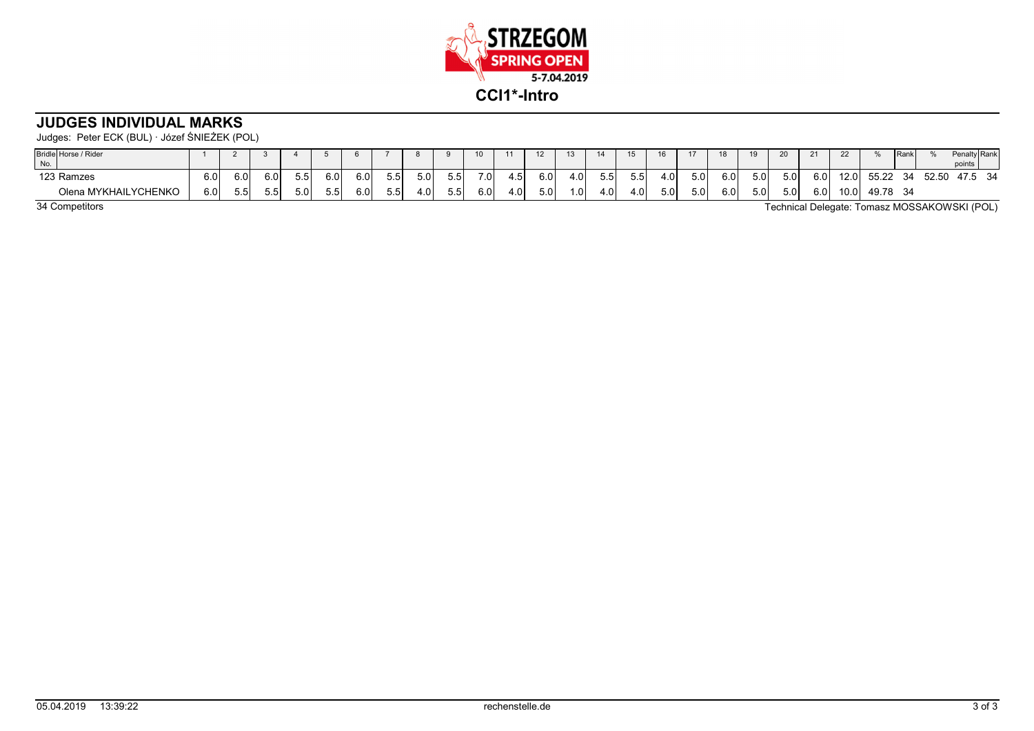**STRZEGOM SPRING OPEN 5-7.04.2019**

## CCI1*-Intro

# JUDGES INDIVIDUAL MARKS

Judges: Peter ECK (BUL) · Józef ŚNIEŻEK (POL)

| Bridle No. | Horse / Rider | 1 | 2 | 3 | 4 | 5 | 6 | 7 | 8 | 9 | 10 | 11 | 12 | 13 | 14 | 15 | 16 | 17 | 18 | 19 | 20 | 21 | 22 | % | Rank | % | Penalty points | Rank |
|---|---|---|---|---|---|---|---|---|---|---|---|---|---|---|---|---|---|---|---|---|---|---|---|---|---|---|---|---|
| 123 | Ramzes | 6.0 | 6.0 | 6.0 | 5.5 | 6.0 | 6.0 | 5.5 | 5.0 | 5.5 | 7.0 | 4.5 | 6.0 | 4.0 | 5.5 | 5.5 | 4.0 | 5.0 | 6.0 | 5.0 | 5.0 | 6.0 | 12.0 | 55.22 | 34 | 52.50 | 47.5 | 34 |
| | Olena MYKHAILYCHENKO | 6.0 | 5.5 | 5.5 | 5.0 | 5.5 | 6.0 | 5.5 | 4.0 | 5.5 | 6.0 | 4.0 | 5.0 | 1.0 | 4.0 | 4.0 | 5.0 | 5.0 | 6.0 | 5.0 | 5.0 | 6.0 | 10.0 | 49.78 | 34 | | | |

34 Competitors

Technical Delegate: Tomasz MOSSAKOWSKI (POL)

05.04.2019 13:39:22

rechenstelle.de